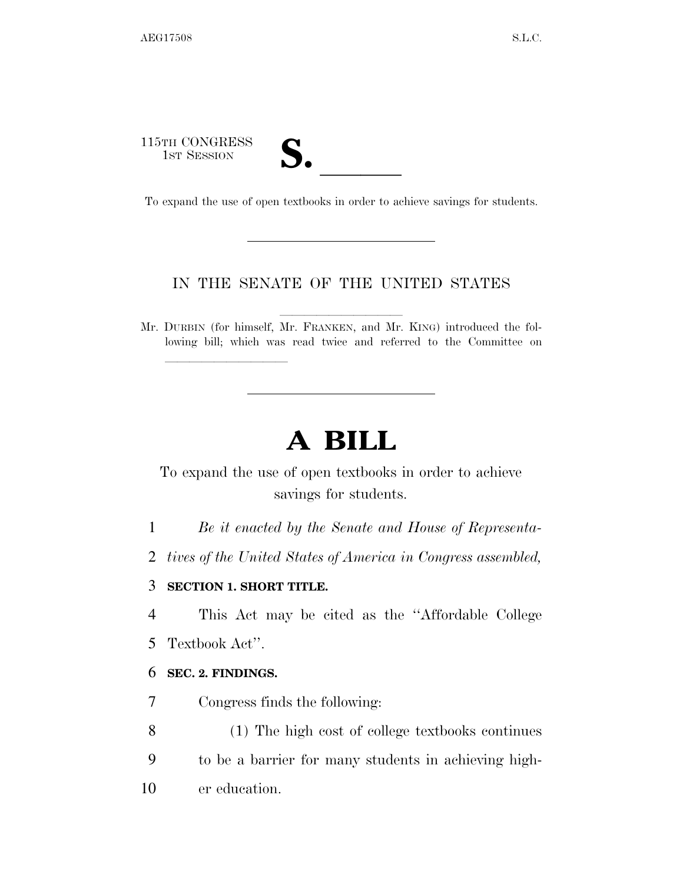115TH CONGRESS
1ST SESSION

# S. \_\_\_\_\_\_

To expand the use of open textbooks in order to achieve savings for students.

---

IN THE SENATE OF THE UNITED STATES

Mr. DURBIN (for himself, Mr. FRANKEN, and Mr. KING) introduced the following bill; which was read twice and referred to the Committee on \_\_\_\_\_\_\_\_\_\_\_\_\_\_\_\_

---

# A BILL

To expand the use of open textbooks in order to achieve savings for students.

*Be it enacted by the Senate and House of Representatives of the United States of America in Congress assembled,*

**SECTION 1. SHORT TITLE.**

This Act may be cited as the ''Affordable College Textbook Act''.

**SEC. 2. FINDINGS.**

Congress finds the following:

(1) The high cost of college textbooks continues to be a barrier for many students in achieving higher education.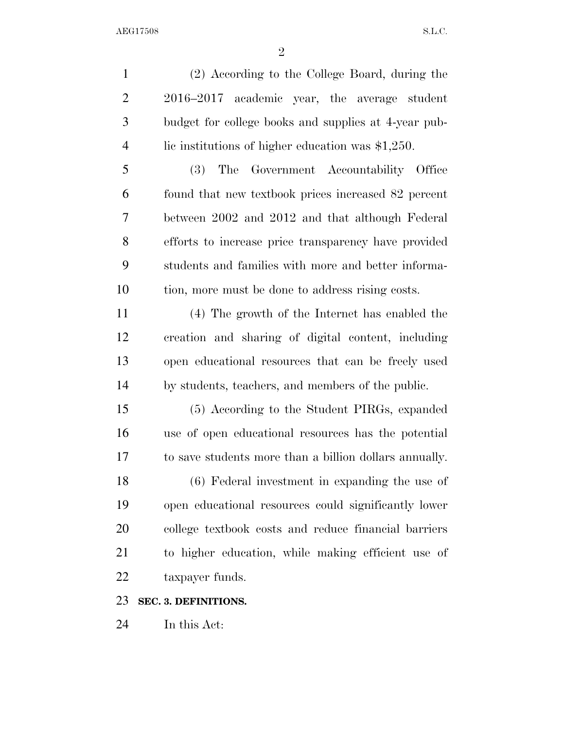(2) According to the College Board, during the 2016–2017 academic year, the average student budget for college books and supplies at 4-year public institutions of higher education was $1,250.

(3) The Government Accountability Office found that new textbook prices increased 82 percent between 2002 and 2012 and that although Federal efforts to increase price transparency have provided students and families with more and better information, more must be done to address rising costs.

(4) The growth of the Internet has enabled the creation and sharing of digital content, including open educational resources that can be freely used by students, teachers, and members of the public.

(5) According to the Student PIRGs, expanded use of open educational resources has the potential to save students more than a billion dollars annually.

(6) Federal investment in expanding the use of open educational resources could significantly lower college textbook costs and reduce financial barriers to higher education, while making efficient use of taxpayer funds.

**SEC. 3. DEFINITIONS.**

In this Act: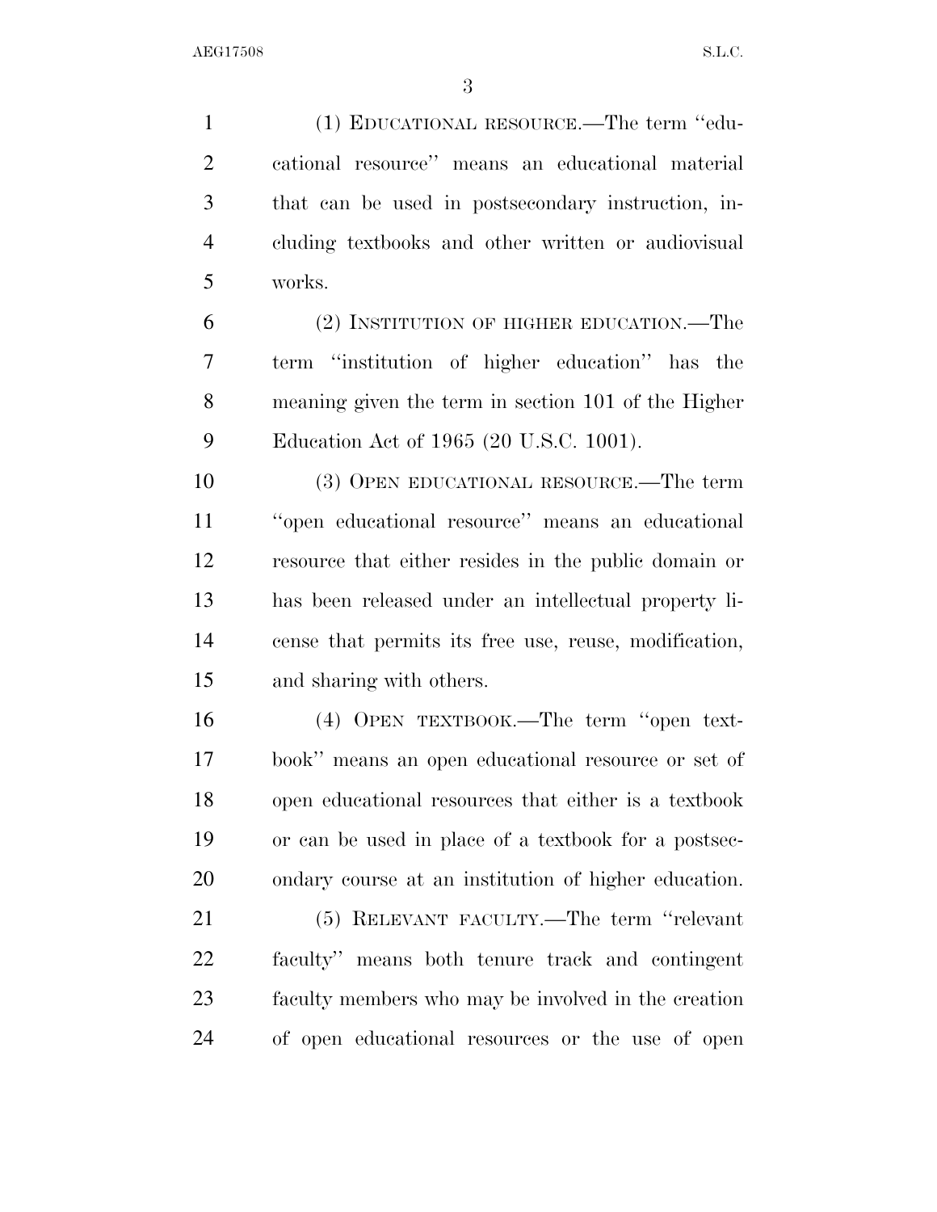(1) EDUCATIONAL RESOURCE.—The term ''educational resource'' means an educational material that can be used in postsecondary instruction, including textbooks and other written or audiovisual works.

(2) INSTITUTION OF HIGHER EDUCATION.—The term ''institution of higher education'' has the meaning given the term in section 101 of the Higher Education Act of 1965 (20 U.S.C. 1001).

(3) OPEN EDUCATIONAL RESOURCE.—The term ''open educational resource'' means an educational resource that either resides in the public domain or has been released under an intellectual property license that permits its free use, reuse, modification, and sharing with others.

(4) OPEN TEXTBOOK.—The term ''open textbook'' means an open educational resource or set of open educational resources that either is a textbook or can be used in place of a textbook for a postsecondary course at an institution of higher education.

(5) RELEVANT FACULTY.—The term ''relevant faculty'' means both tenure track and contingent faculty members who may be involved in the creation of open educational resources or the use of open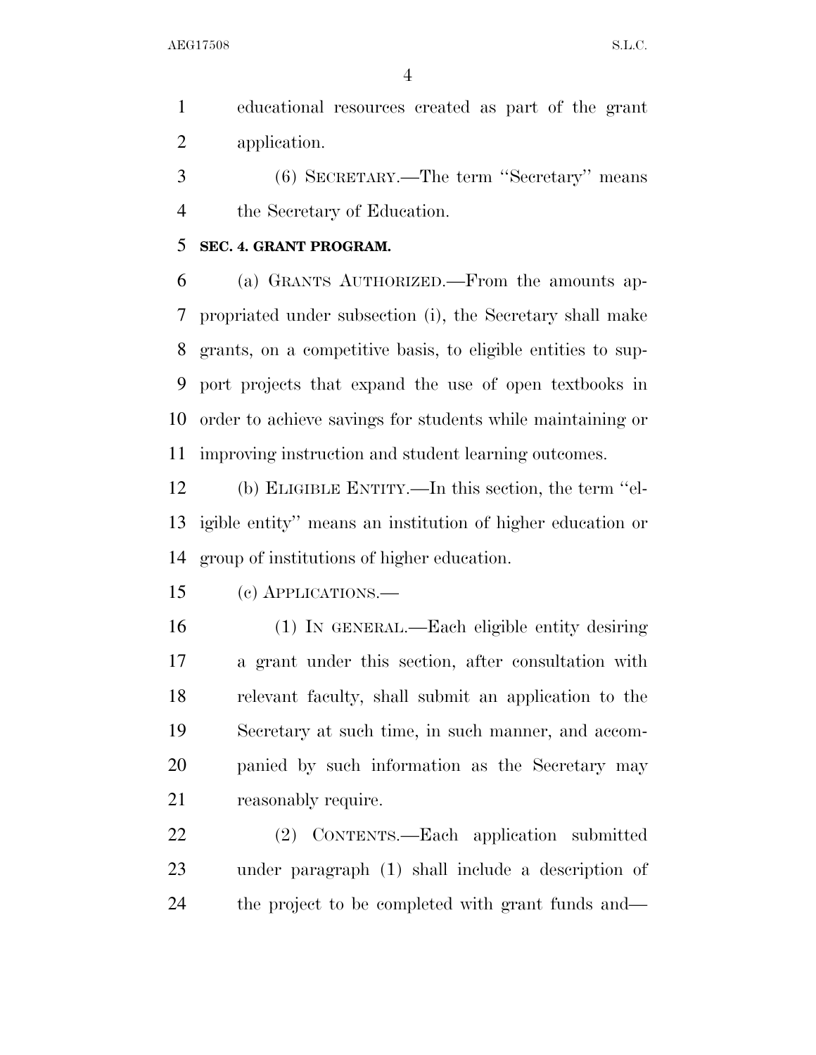educational resources created as part of the grant application.

(6) SECRETARY.—The term ''Secretary'' means the Secretary of Education.

**SEC. 4. GRANT PROGRAM.**

(a) GRANTS AUTHORIZED.—From the amounts appropriated under subsection (i), the Secretary shall make grants, on a competitive basis, to eligible entities to support projects that expand the use of open textbooks in order to achieve savings for students while maintaining or improving instruction and student learning outcomes.

(b) ELIGIBLE ENTITY.—In this section, the term ''eligible entity'' means an institution of higher education or group of institutions of higher education.

(c) APPLICATIONS.—

(1) IN GENERAL.—Each eligible entity desiring a grant under this section, after consultation with relevant faculty, shall submit an application to the Secretary at such time, in such manner, and accompanied by such information as the Secretary may reasonably require.

(2) CONTENTS.—Each application submitted under paragraph (1) shall include a description of the project to be completed with grant funds and—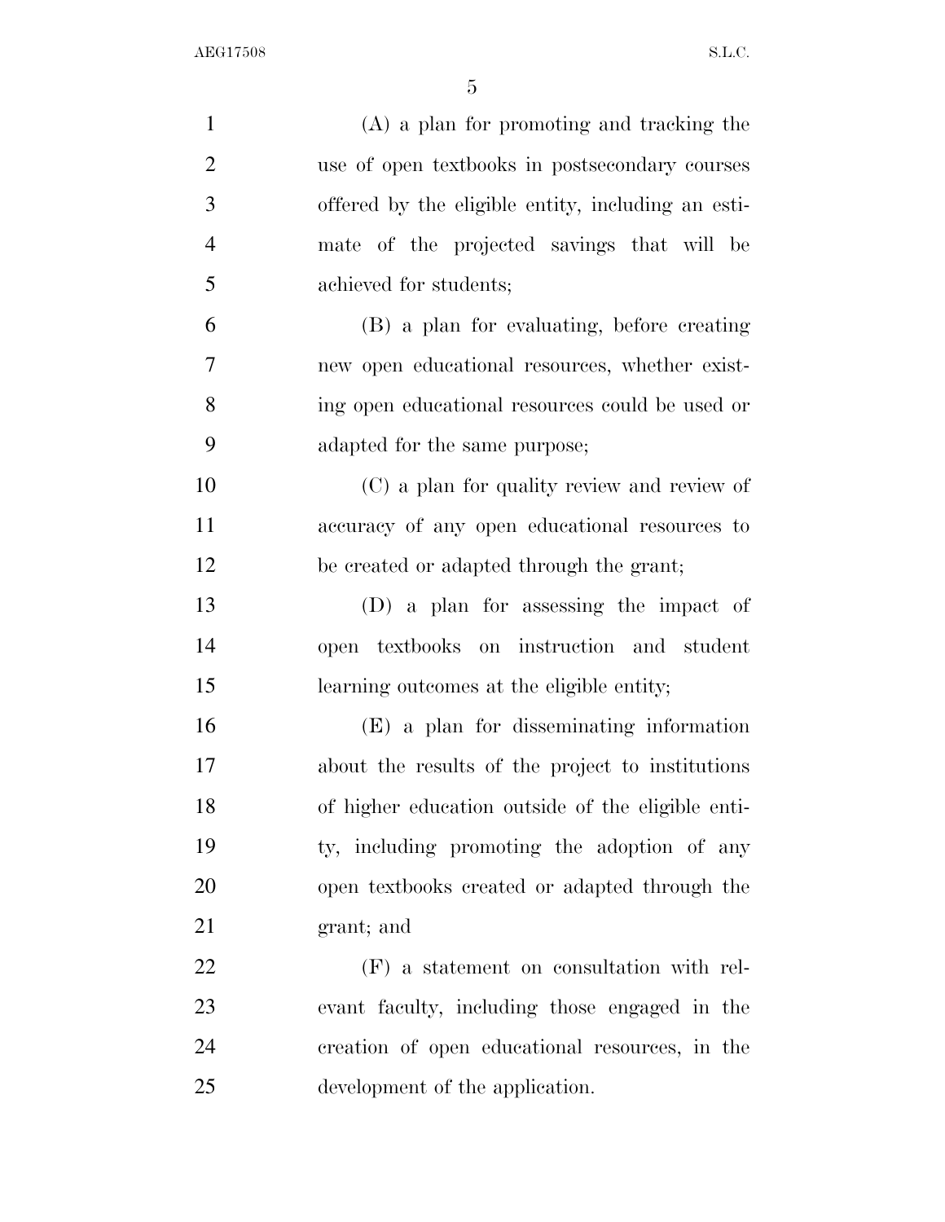(A) a plan for promoting and tracking the use of open textbooks in postsecondary courses offered by the eligible entity, including an estimate of the projected savings that will be achieved for students;

(B) a plan for evaluating, before creating new open educational resources, whether existing open educational resources could be used or adapted for the same purpose;

(C) a plan for quality review and review of accuracy of any open educational resources to be created or adapted through the grant;

(D) a plan for assessing the impact of open textbooks on instruction and student learning outcomes at the eligible entity;

(E) a plan for disseminating information about the results of the project to institutions of higher education outside of the eligible entity, including promoting the adoption of any open textbooks created or adapted through the grant; and

(F) a statement on consultation with relevant faculty, including those engaged in the creation of open educational resources, in the development of the application.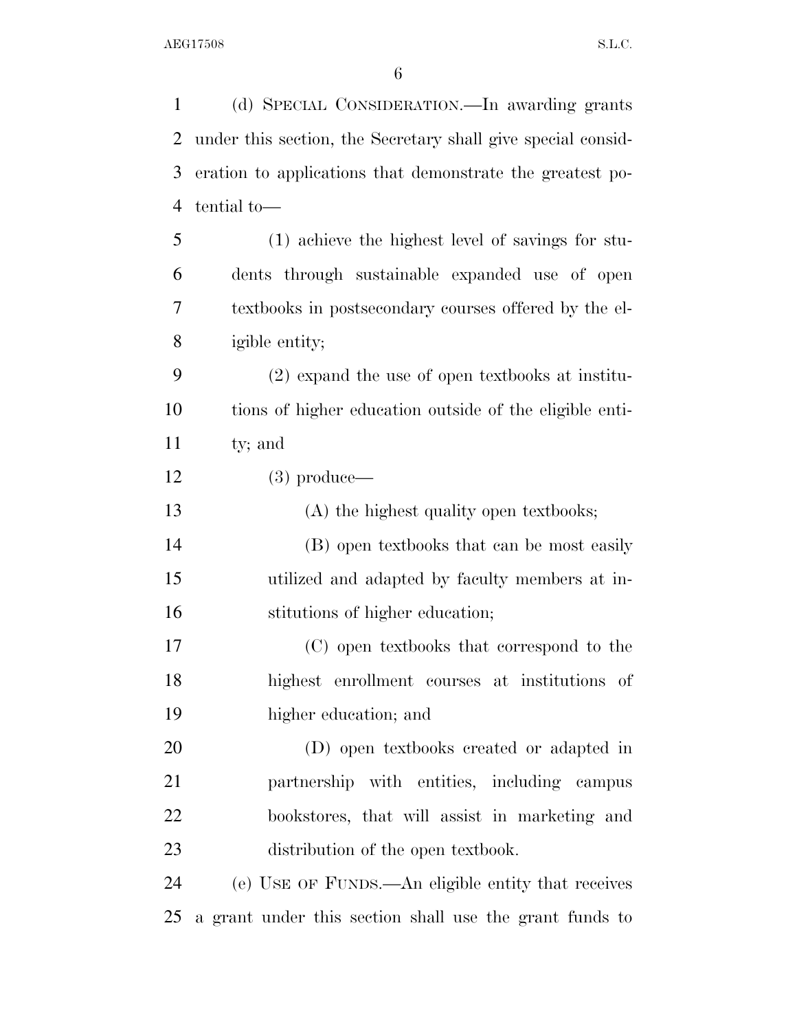(d) SPECIAL CONSIDERATION.—In awarding grants under this section, the Secretary shall give special consideration to applications that demonstrate the greatest potential to—

(1) achieve the highest level of savings for students through sustainable expanded use of open textbooks in postsecondary courses offered by the eligible entity;

(2) expand the use of open textbooks at institutions of higher education outside of the eligible entity; and

(3) produce—

(A) the highest quality open textbooks;

(B) open textbooks that can be most easily utilized and adapted by faculty members at institutions of higher education;

(C) open textbooks that correspond to the highest enrollment courses at institutions of higher education; and

(D) open textbooks created or adapted in partnership with entities, including campus bookstores, that will assist in marketing and distribution of the open textbook.

(e) USE OF FUNDS.—An eligible entity that receives a grant under this section shall use the grant funds to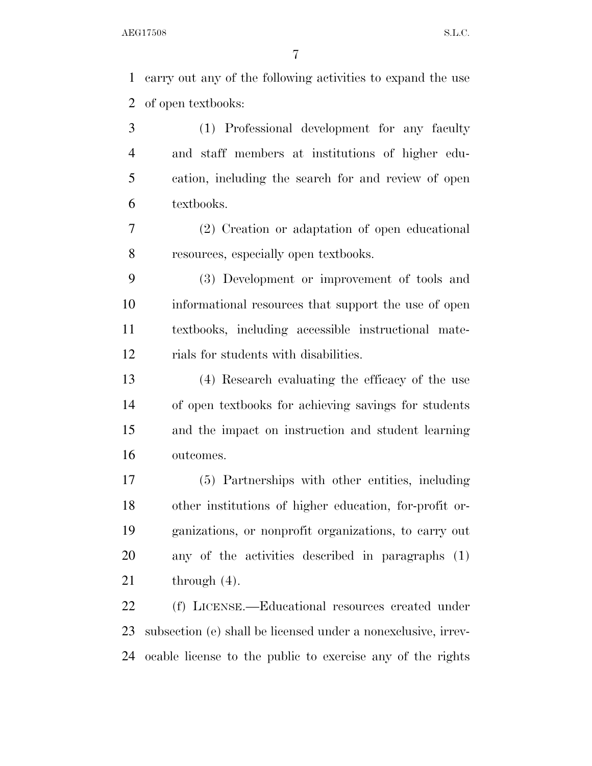carry out any of the following activities to expand the use of open textbooks:

(1) Professional development for any faculty and staff members at institutions of higher education, including the search for and review of open textbooks.

(2) Creation or adaptation of open educational resources, especially open textbooks.

(3) Development or improvement of tools and informational resources that support the use of open textbooks, including accessible instructional materials for students with disabilities.

(4) Research evaluating the efficacy of the use of open textbooks for achieving savings for students and the impact on instruction and student learning outcomes.

(5) Partnerships with other entities, including other institutions of higher education, for-profit organizations, or nonprofit organizations, to carry out any of the activities described in paragraphs (1) through (4).

(f) LICENSE.—Educational resources created under subsection (e) shall be licensed under a nonexclusive, irrevocable license to the public to exercise any of the rights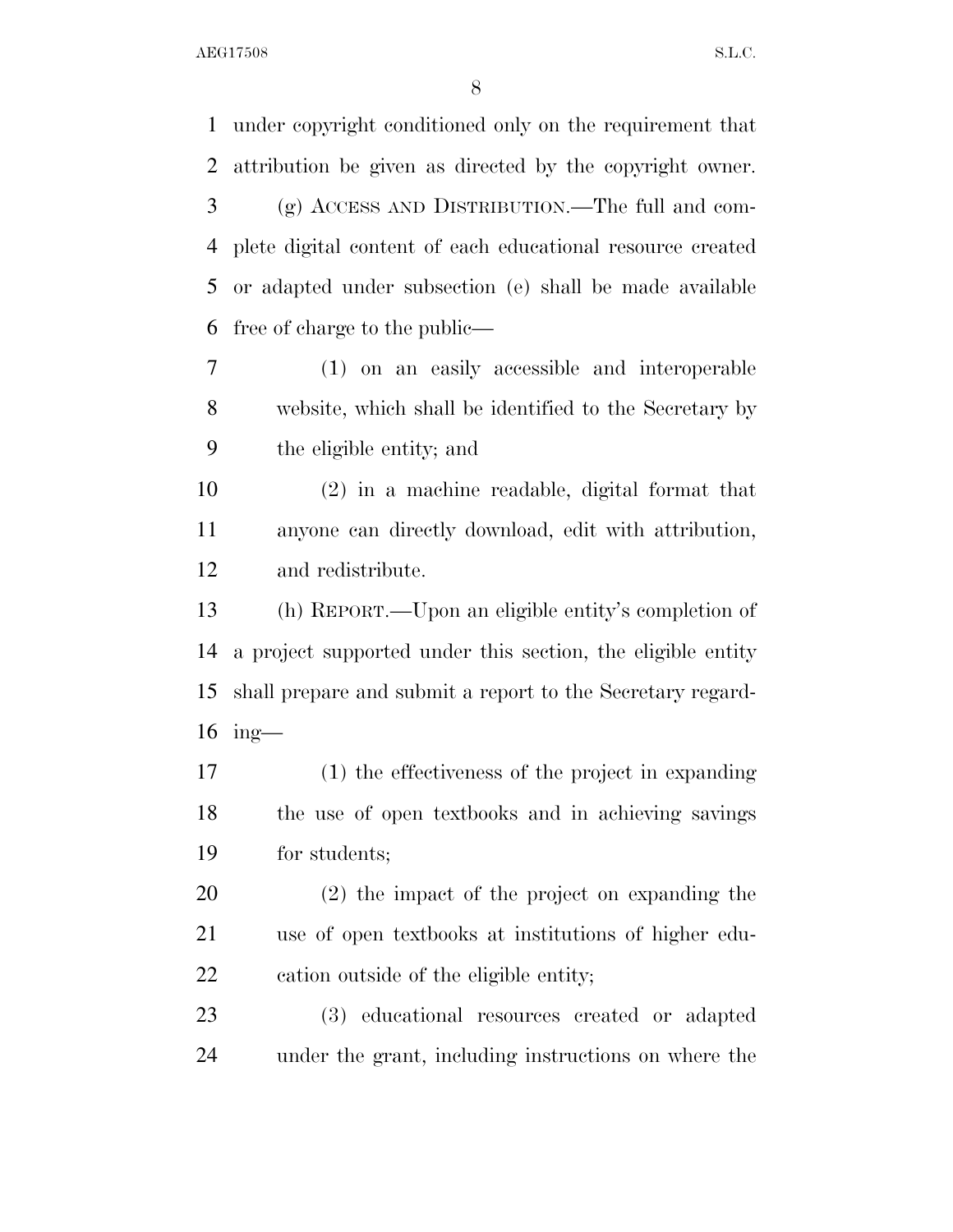under copyright conditioned only on the requirement that attribution be given as directed by the copyright owner.

(g) ACCESS AND DISTRIBUTION.—The full and complete digital content of each educational resource created or adapted under subsection (e) shall be made available free of charge to the public—

(1) on an easily accessible and interoperable website, which shall be identified to the Secretary by the eligible entity; and

(2) in a machine readable, digital format that anyone can directly download, edit with attribution, and redistribute.

(h) REPORT.—Upon an eligible entity's completion of a project supported under this section, the eligible entity shall prepare and submit a report to the Secretary regarding—

(1) the effectiveness of the project in expanding the use of open textbooks and in achieving savings for students;

(2) the impact of the project on expanding the use of open textbooks at institutions of higher education outside of the eligible entity;

(3) educational resources created or adapted under the grant, including instructions on where the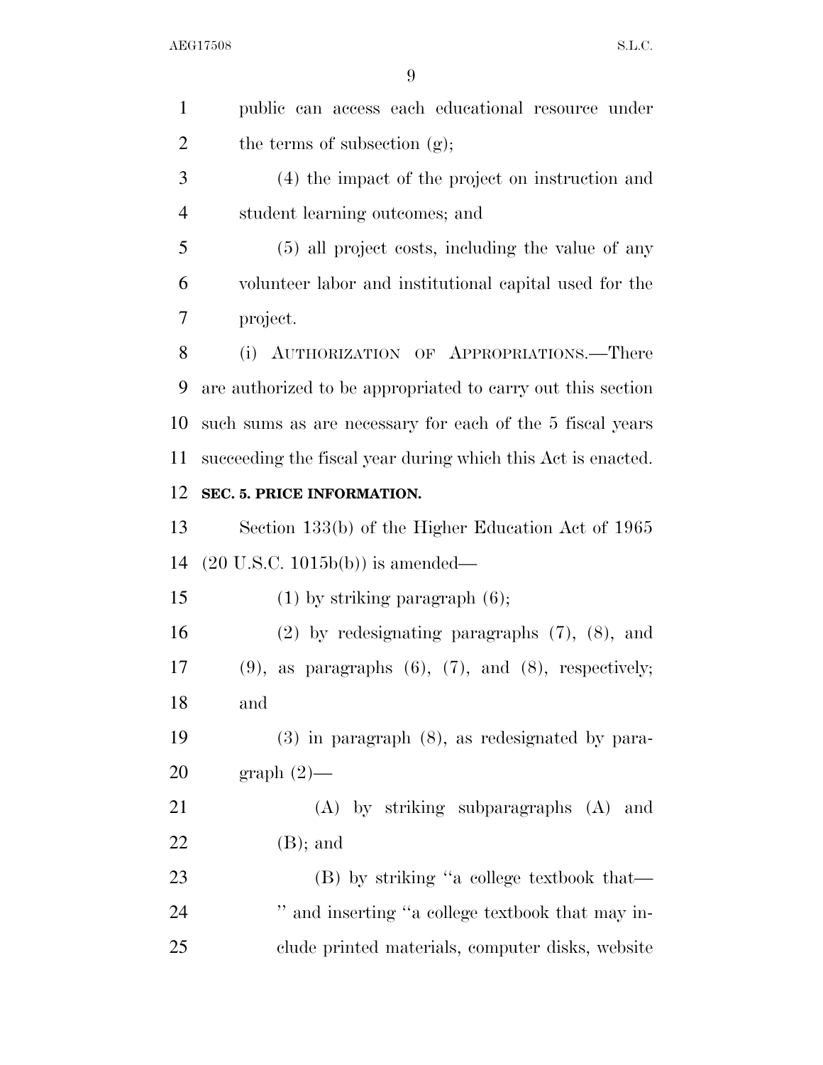public can access each educational resource under the terms of subsection (g);

(4) the impact of the project on instruction and student learning outcomes; and

(5) all project costs, including the value of any volunteer labor and institutional capital used for the project.

(i) AUTHORIZATION OF APPROPRIATIONS.—There are authorized to be appropriated to carry out this section such sums as are necessary for each of the 5 fiscal years succeeding the fiscal year during which this Act is enacted.

**SEC. 5. PRICE INFORMATION.**

Section 133(b) of the Higher Education Act of 1965 (20 U.S.C. 1015b(b)) is amended—

(1) by striking paragraph (6);

(2) by redesignating paragraphs (7), (8), and (9), as paragraphs (6), (7), and (8), respectively; and

(3) in paragraph (8), as redesignated by paragraph (2)—

(A) by striking subparagraphs (A) and (B); and

(B) by striking ''a college textbook that— '' and inserting ''a college textbook that may include printed materials, computer disks, website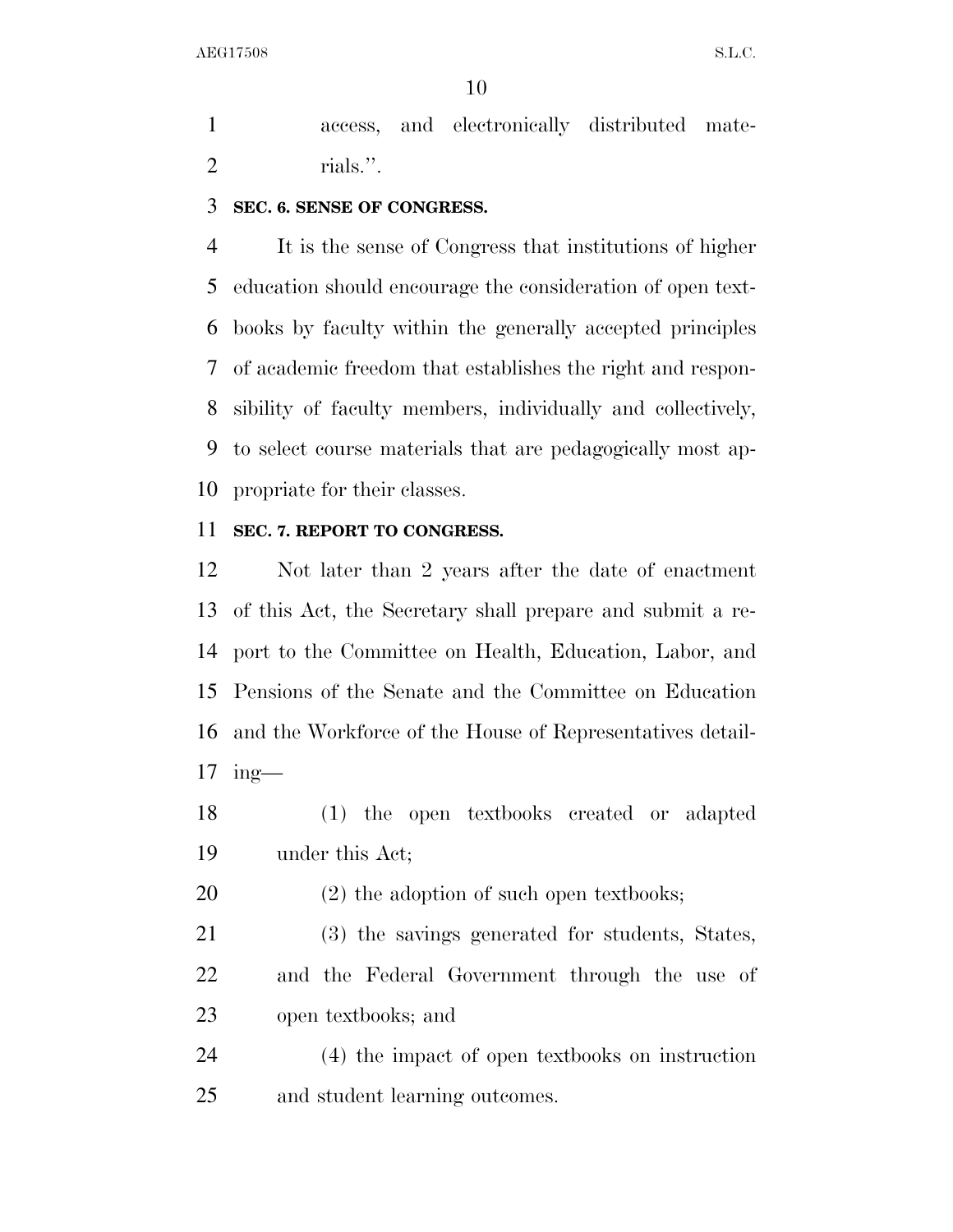access, and electronically distributed materials.''.

**SEC. 6. SENSE OF CONGRESS.**

It is the sense of Congress that institutions of higher education should encourage the consideration of open textbooks by faculty within the generally accepted principles of academic freedom that establishes the right and responsibility of faculty members, individually and collectively, to select course materials that are pedagogically most appropriate for their classes.

**SEC. 7. REPORT TO CONGRESS.**

Not later than 2 years after the date of enactment of this Act, the Secretary shall prepare and submit a report to the Committee on Health, Education, Labor, and Pensions of the Senate and the Committee on Education and the Workforce of the House of Representatives detailing—

(1) the open textbooks created or adapted under this Act;

(2) the adoption of such open textbooks;

(3) the savings generated for students, States, and the Federal Government through the use of open textbooks; and

(4) the impact of open textbooks on instruction and student learning outcomes.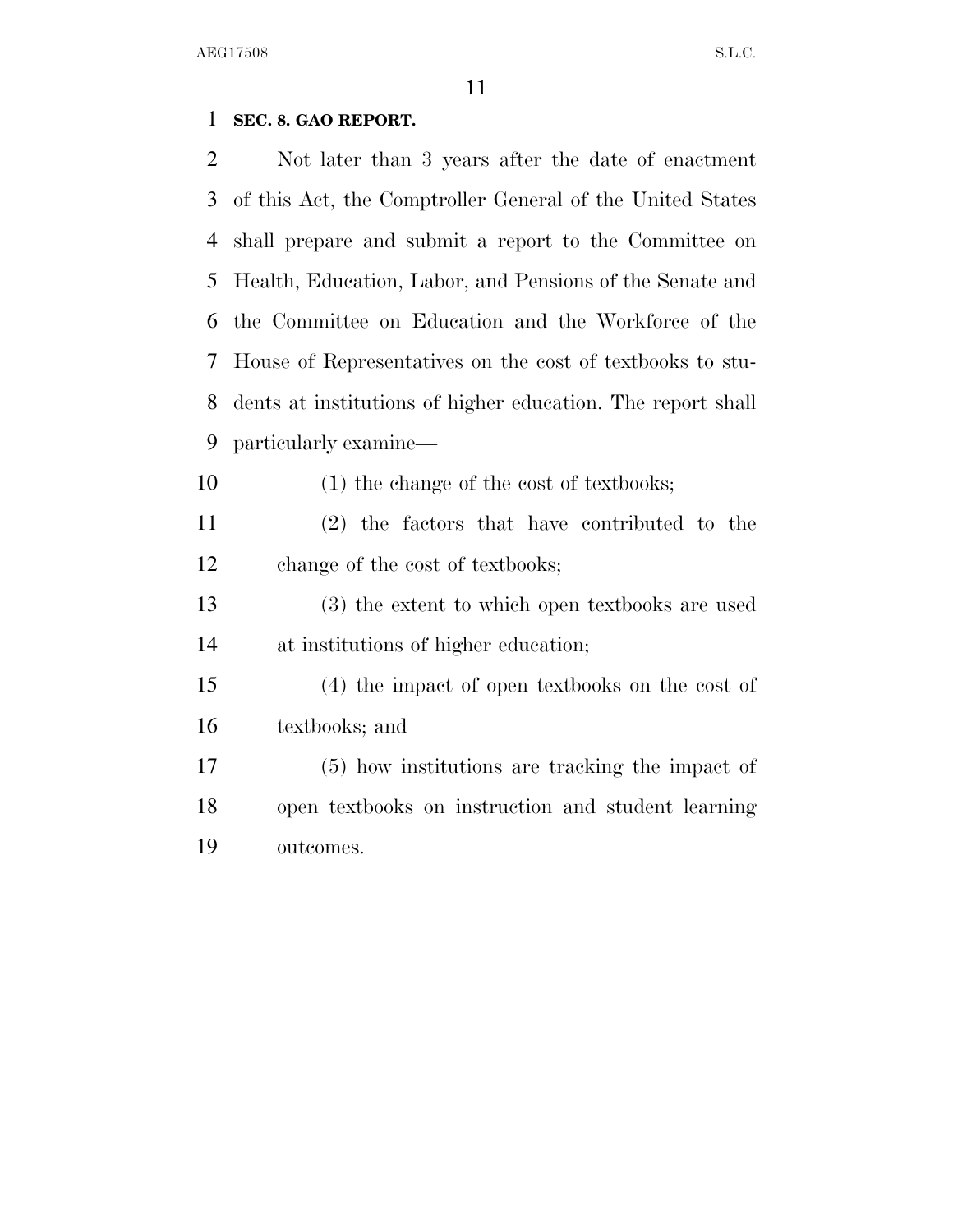**SEC. 8. GAO REPORT.**

Not later than 3 years after the date of enactment of this Act, the Comptroller General of the United States shall prepare and submit a report to the Committee on Health, Education, Labor, and Pensions of the Senate and the Committee on Education and the Workforce of the House of Representatives on the cost of textbooks to students at institutions of higher education. The report shall particularly examine—

(1) the change of the cost of textbooks;

(2) the factors that have contributed to the change of the cost of textbooks;

(3) the extent to which open textbooks are used at institutions of higher education;

(4) the impact of open textbooks on the cost of textbooks; and

(5) how institutions are tracking the impact of open textbooks on instruction and student learning outcomes.